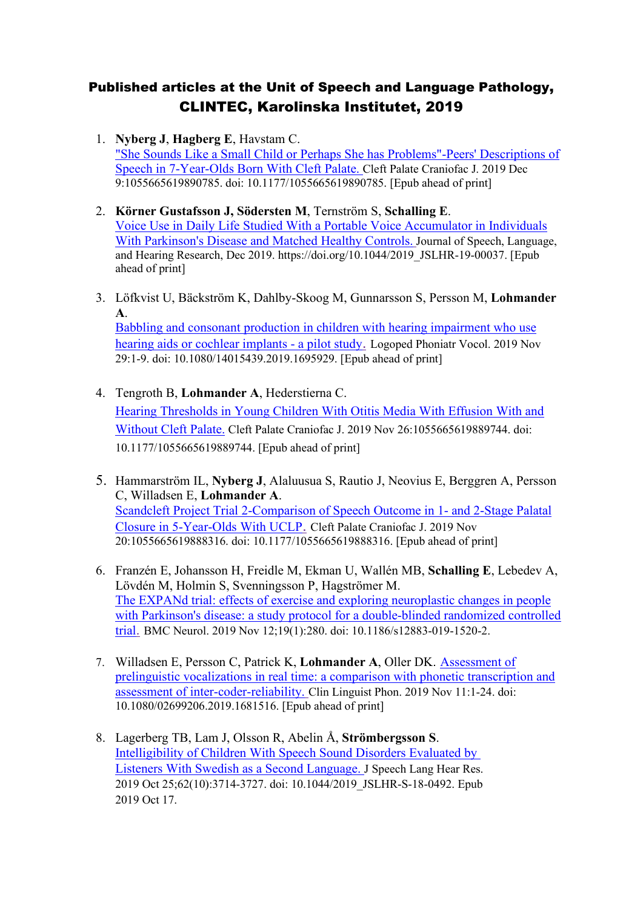# Published articles at the Unit of Speech and Language Pathology, CLINTEC, Karolinska Institutet, 2019

1. **Nyberg J**, **Hagberg E**, Havstam C.
   "She Sounds Like a Small Child or Perhaps She has Problems"-Peers' Descriptions of Speech in 7-Year-Olds Born With Cleft Palate. Cleft Palate Craniofac J. 2019 Dec 9:1055665619890785. doi: 10.1177/1055665619890785. [Epub ahead of print]

2. **Körner Gustafsson J, Södersten M**, Ternström S, **Schalling E**.
   Voice Use in Daily Life Studied With a Portable Voice Accumulator in Individuals With Parkinson's Disease and Matched Healthy Controls. Journal of Speech, Language, and Hearing Research, Dec 2019. https://doi.org/10.1044/2019_JSLHR-19-00037. [Epub ahead of print]

3. Löfkvist U, Bäckström K, Dahlby-Skoog M, Gunnarsson S, Persson M, **Lohmander A**.
   Babbling and consonant production in children with hearing impairment who use hearing aids or cochlear implants - a pilot study. Logoped Phoniatr Vocol. 2019 Nov 29:1-9. doi: 10.1080/14015439.2019.1695929. [Epub ahead of print]

4. Tengroth B, **Lohmander A**, Hederstierna C.
   Hearing Thresholds in Young Children With Otitis Media With Effusion With and Without Cleft Palate. Cleft Palate Craniofac J. 2019 Nov 26:1055665619889744. doi: 10.1177/1055665619889744. [Epub ahead of print]

5. Hammarström IL, **Nyberg J**, Alaluusua S, Rautio J, Neovius E, Berggren A, Persson C, Willadsen E, **Lohmander A**.
   Scandcleft Project Trial 2-Comparison of Speech Outcome in 1- and 2-Stage Palatal Closure in 5-Year-Olds With UCLP. Cleft Palate Craniofac J. 2019 Nov 20:1055665619888316. doi: 10.1177/1055665619888316. [Epub ahead of print]

6. Franzén E, Johansson H, Freidle M, Ekman U, Wallén MB, **Schalling E**, Lebedev A, Lövdén M, Holmin S, Svenningsson P, Hagströmer M.
   The EXPANd trial: effects of exercise and exploring neuroplastic changes in people with Parkinson's disease: a study protocol for a double-blinded randomized controlled trial. BMC Neurol. 2019 Nov 12;19(1):280. doi: 10.1186/s12883-019-1520-2.

7. Willadsen E, Persson C, Patrick K, **Lohmander A**, Oller DK. Assessment of prelinguistic vocalizations in real time: a comparison with phonetic transcription and assessment of inter-coder-reliability. Clin Linguist Phon. 2019 Nov 11:1-24. doi: 10.1080/02699206.2019.1681516. [Epub ahead of print]

8. Lagerberg TB, Lam J, Olsson R, Abelin Å, **Strömbergsson S**.
   Intelligibility of Children With Speech Sound Disorders Evaluated by Listeners With Swedish as a Second Language. J Speech Lang Hear Res. 2019 Oct 25;62(10):3714-3727. doi: 10.1044/2019_JSLHR-S-18-0492. Epub 2019 Oct 17.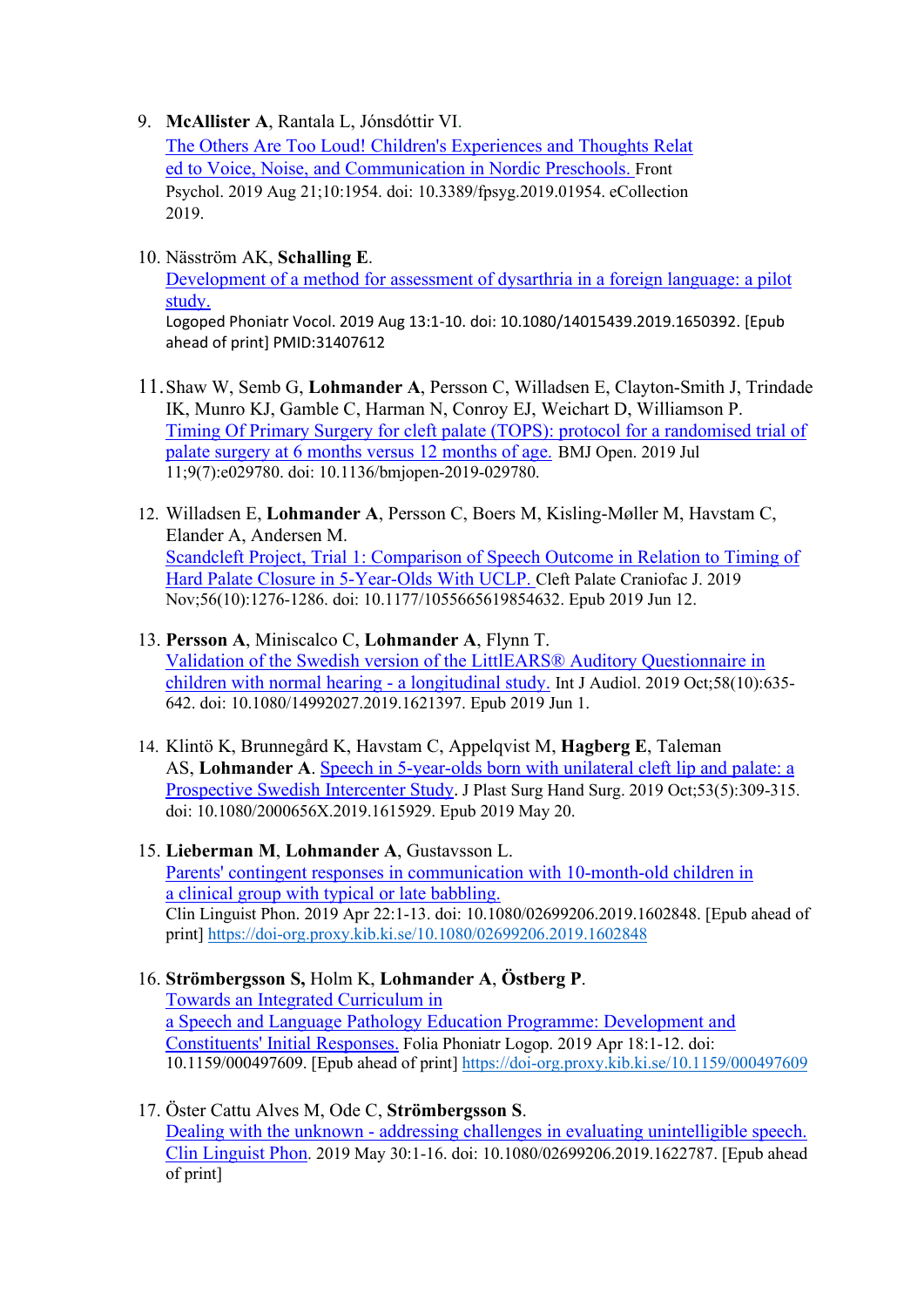9. **McAllister A**, Rantala L, Jónsdóttir VI.
   [The Others Are Too Loud! Children's Experiences and Thoughts Related to Voice, Noise, and Communication in Nordic Preschools.](#) Front Psychol. 2019 Aug 21;10:1954. doi: 10.3389/fpsyg.2019.01954. eCollection 2019.

10. Näsström AK, **Schalling E**.
    [Development of a method for assessment of dysarthria in a foreign language: a pilot study.](#)
    Logoped Phoniatr Vocol. 2019 Aug 13:1-10. doi: 10.1080/14015439.2019.1650392. [Epub ahead of print] PMID:31407612

11. Shaw W, Semb G, **Lohmander A**, Persson C, Willadsen E, Clayton-Smith J, Trindade IK, Munro KJ, Gamble C, Harman N, Conroy EJ, Weichart D, Williamson P.
    [Timing Of Primary Surgery for cleft palate (TOPS): protocol for a randomised trial of palate surgery at 6 months versus 12 months of age.](#) BMJ Open. 2019 Jul 11;9(7):e029780. doi: 10.1136/bmjopen-2019-029780.

12. Willadsen E, **Lohmander A**, Persson C, Boers M, Kisling-Møller M, Havstam C, Elander A, Andersen M.
    [Scandcleft Project, Trial 1: Comparison of Speech Outcome in Relation to Timing of Hard Palate Closure in 5-Year-Olds With UCLP.](#) Cleft Palate Craniofac J. 2019 Nov;56(10):1276-1286. doi: 10.1177/1055665619854632. Epub 2019 Jun 12.

13. **Persson A**, Miniscalco C, **Lohmander A**, Flynn T.
    [Validation of the Swedish version of the LittlEARS® Auditory Questionnaire in children with normal hearing - a longitudinal study.](#) Int J Audiol. 2019 Oct;58(10):635-642. doi: 10.1080/14992027.2019.1621397. Epub 2019 Jun 1.

14. Klintö K, Brunnegård K, Havstam C, Appelqvist M, **Hagberg E**, Taleman AS, **Lohmander A**. [Speech in 5-year-olds born with unilateral cleft lip and palate: a Prospective Swedish Intercenter Study](#). J Plast Surg Hand Surg. 2019 Oct;53(5):309-315. doi: 10.1080/2000656X.2019.1615929. Epub 2019 May 20.

15. **Lieberman M**, **Lohmander A**, Gustavsson L.
    [Parents' contingent responses in communication with 10-month-old children in a clinical group with typical or late babbling.](#)
    Clin Linguist Phon. 2019 Apr 22:1-13. doi: 10.1080/02699206.2019.1602848. [Epub ahead of print] https://doi-org.proxy.kib.ki.se/10.1080/02699206.2019.1602848

16. **Strömbergsson S,** Holm K, **Lohmander A**, **Östberg P**.
    [Towards an Integrated Curriculum in a Speech and Language Pathology Education Programme: Development and Constituents' Initial Responses.](#) Folia Phoniatr Logop. 2019 Apr 18:1-12. doi: 10.1159/000497609. [Epub ahead of print] https://doi-org.proxy.kib.ki.se/10.1159/000497609

17. Öster Cattu Alves M, Ode C, **Strömbergsson S**.
    [Dealing with the unknown - addressing challenges in evaluating unintelligible speech. Clin Linguist Phon](#). 2019 May 30:1-16. doi: 10.1080/02699206.2019.1622787. [Epub ahead of print]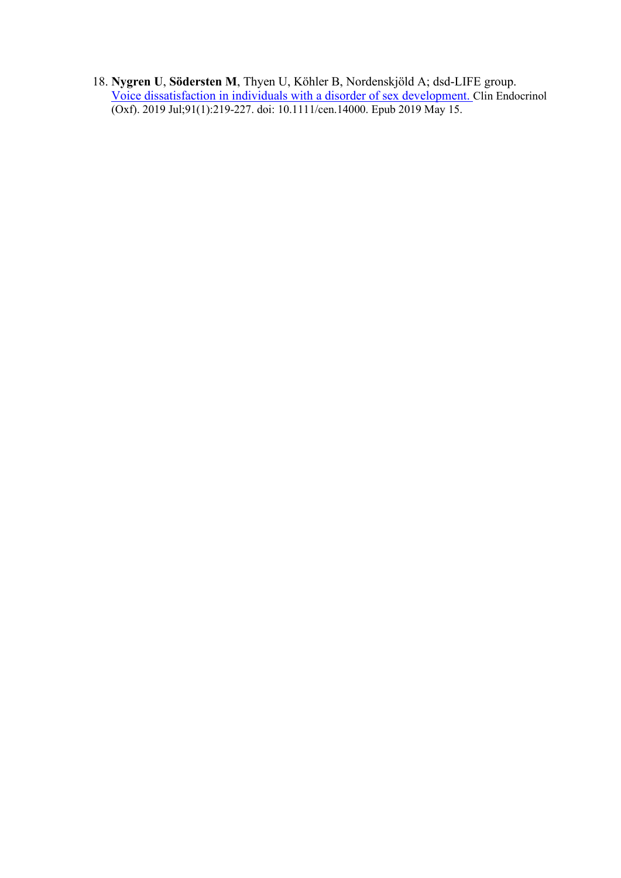18. **Nygren U**, **Södersten M**, Thyen U, Köhler B, Nordenskjöld A; dsd-LIFE group. Voice dissatisfaction in individuals with a disorder of sex development. Clin Endocrinol (Oxf). 2019 Jul;91(1):219-227. doi: 10.1111/cen.14000. Epub 2019 May 15.